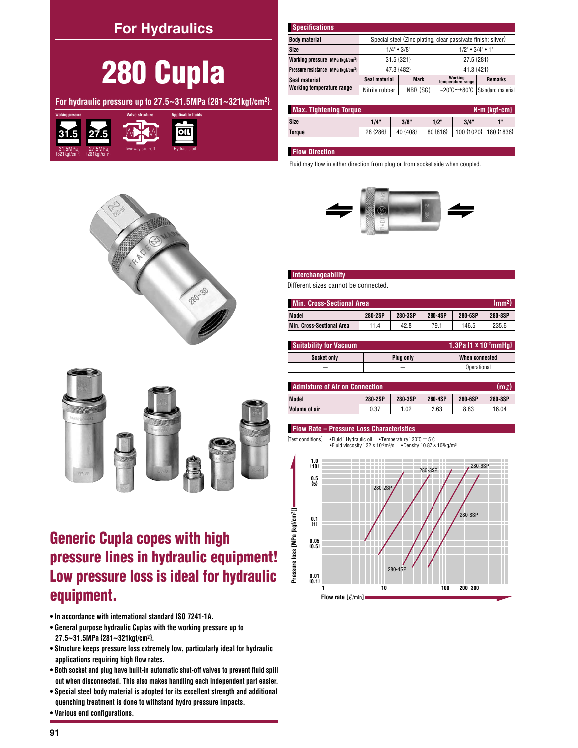## For Hydraulics

# 280 Cupla

**For hydraulic pressure up to 27.5~31.5MPa {281~321kgf/cm²}**

Working pressure
31.5
27.5
31.5MPa {321kgf/cm²}
27.5MPa {281kgf/cm²}

Valve structure
Two-way shut-off

Applicable fluids
OIL
Hydraulic oil

## Generic Cupla copes with high pressure lines in hydraulic equipment! Low pressure loss is ideal for hydraulic equipment.

- In accordance with international standard ISO 7241-1A.
- General purpose hydraulic Cuplas with the working pressure up to 27.5~31.5MPa {281~321kgf/cm²}.
- Structure keeps pressure loss extremely low, particularly ideal for hydraulic applications requiring high flow rates.
- Both socket and plug have built-in automatic shut-off valves to prevent fluid spill out when disconnected. This also makes handling each independent part easier.
- Special steel body material is adopted for its excellent strength and additional quenching treatment is done to withstand hydro pressure impacts.
- Various end configurations.

### Specifications

| | | | | |
|---|---|---|---|---|
| Body material | Special steel (Zinc plating, clear passivate finish: silver) | | | |
| Size | 1/4" • 3/8" | | 1/2" • 3/4" • 1" | |
| Working pressure MPa {kgf/cm²} | 31.5 {321} | | 27.5 {281} | |
| Pressure resistance MPa {kgf/cm²} | 47.3 {482} | | 41.3 {421} | |
| Seal material / Working temperature range | Seal material | Mark | Working temperature range | Remarks |
| | Nitrile rubber | NBR (SG) | −20°C~+80°C | Standard material |

### Max. Tightening Torque N•m {kgf•cm}

| Size | 1/4" | 3/8" | 1/2" | 3/4" | 1" |
|---|---|---|---|---|---|
| Torque | 28 {286} | 40 {408} | 80 {816} | 100 {1020} | 180 {1836} |

### Flow Direction

Fluid may flow in either direction from plug or from socket side when coupled.

### Interchangeability

Different sizes cannot be connected.

### Min. Cross-Sectional Area (mm²)

| Model | 280-2SP | 280-3SP | 280-4SP | 280-6SP | 280-8SP |
|---|---|---|---|---|---|
| Min. Cross-Sectional Area | 11.4 | 42.8 | 79.1 | 146.5 | 235.6 |

### Suitability for Vacuum 1.3Pa {1 x 10⁻²mmHg}

| Socket only | Plug only | When connected |
|---|---|---|
| — | — | Operational |

### Admixture of Air on Connection (mℓ)

| Model | 280-2SP | 280-3SP | 280-4SP | 280-6SP | 280-8SP |
|---|---|---|---|---|---|
| Volume of air | 0.37 | 1.02 | 2.63 | 8.83 | 16.04 |

### Flow Rate – Pressure Loss Characteristics

[Test conditions] •Fluid : Hydraulic oil •Temperature : 30°C ± 5°C
•Fluid viscosity : 32 x 10⁻⁶m²/s •Density : 0.87 x 10³kg/m³

Pressure loss [MPa {kgf/cm²}]
1.0 {10}
0.5 {5}
0.1 {1}
0.05 {0.5}
0.01 {0.1}

280-2SP
280-3SP
280-4SP
280-6SP
280-8SP

Flow rate [ℓ/min]
1
10
100
200
300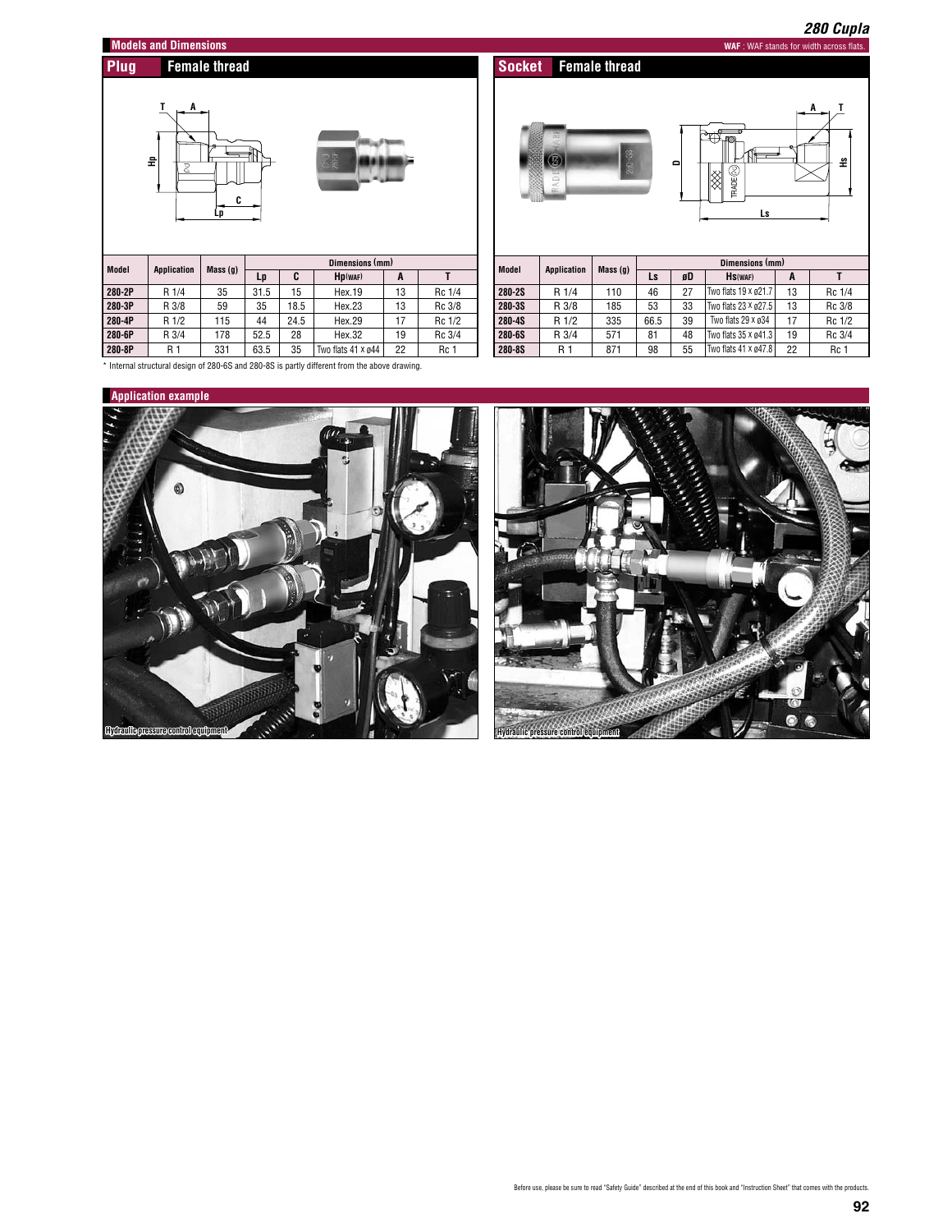## Models and Dimensions

WAF : WAF stands for width across flats.

### Plug Female thread

| Model | Application | Mass (g) | Dimensions (mm) | | | | |
|---|---|---|---|---|---|---|---|
| | | | Lp | C | Hp(WAF) | A | T |
| 280-2P | R 1/4 | 35 | 31.5 | 15 | Hex.19 | 13 | Rc 1/4 |
| 280-3P | R 3/8 | 59 | 35 | 18.5 | Hex.23 | 13 | Rc 3/8 |
| 280-4P | R 1/2 | 115 | 44 | 24.5 | Hex.29 | 17 | Rc 1/2 |
| 280-6P | R 3/4 | 178 | 52.5 | 28 | Hex.32 | 19 | Rc 3/4 |
| 280-8P | R 1 | 331 | 63.5 | 35 | Two flats 41 x ø44 | 22 | Rc 1 |

\* Internal structural design of 280-6S and 280-8S is partly different from the above drawing.

### Socket Female thread

| Model | Application | Mass (g) | Dimensions (mm) | | | | |
|---|---|---|---|---|---|---|---|
| | | | Ls | øD | Hs(WAF) | A | T |
| 280-2S | R 1/4 | 110 | 46 | 27 | Two flats 19 x ø21.7 | 13 | Rc 1/4 |
| 280-3S | R 3/8 | 185 | 53 | 33 | Two flats 23 x ø27.5 | 13 | Rc 3/8 |
| 280-4S | R 1/2 | 335 | 66.5 | 39 | Two flats 29 x ø34 | 17 | Rc 1/2 |
| 280-6S | R 3/4 | 571 | 81 | 48 | Two flats 35 x ø41.3 | 19 | Rc 3/4 |
| 280-8S | R 1 | 871 | 98 | 55 | Two flats 41 x ø47.8 | 22 | Rc 1 |

## Application example

Hydraulic pressure control equipment

Hydraulic pressure control equipment

Before use, please be sure to read "Safety Guide" described at the end of this book and "Instruction Sheet" that comes with the products.